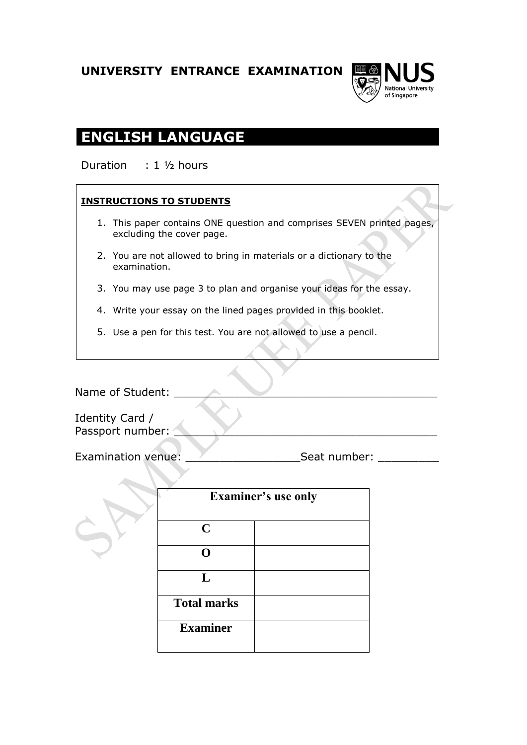**UNIVERSITY ENTRANCE EXAMINATION**

NUS National University of Singapore

# ENGLISH LANGUAGE

Duration : 1 ½ hours

**INSTRUCTIONS TO STUDENTS**

1. This paper contains ONE question and comprises SEVEN printed pages, excluding the cover page.
2. You are not allowed to bring in materials or a dictionary to the examination.
3. You may use page 3 to plan and organise your ideas for the essay.
4. Write your essay on the lined pages provided in this booklet.
5. Use a pen for this test. You are not allowed to use a pencil.

Name of Student: ______________________________________

Identity Card /
Passport number: ______________________________________

Examination venue: ________________Seat number: _________

| Examiner's use only | |
|---|---|
| C | |
| O | |
| L | |
| Total marks | |
| Examiner | |

SAMPLE UEE PAPER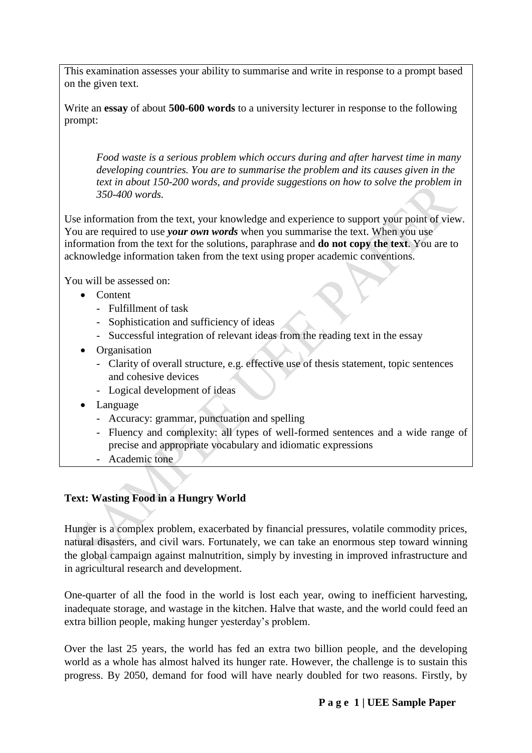This examination assesses your ability to summarise and write in response to a prompt based on the given text.

Write an **essay** of about **500-600 words** to a university lecturer in response to the following prompt:

> *Food waste is a serious problem which occurs during and after harvest time in many developing countries. You are to summarise the problem and its causes given in the text in about 150-200 words, and provide suggestions on how to solve the problem in 350-400 words.*

Use information from the text, your knowledge and experience to support your point of view. You are required to use ***your own words*** when you summarise the text. When you use information from the text for the solutions, paraphrase and **do not copy the text**. You are to acknowledge information taken from the text using proper academic conventions.

You will be assessed on:

- Content
  - Fulfillment of task
  - Sophistication and sufficiency of ideas
  - Successful integration of relevant ideas from the reading text in the essay
- Organisation
  - Clarity of overall structure, e.g. effective use of thesis statement, topic sentences and cohesive devices
  - Logical development of ideas
- Language
  - Accuracy: grammar, punctuation and spelling
  - Fluency and complexity: all types of well-formed sentences and a wide range of precise and appropriate vocabulary and idiomatic expressions
  - Academic tone

**Text: Wasting Food in a Hungry World**

Hunger is a complex problem, exacerbated by financial pressures, volatile commodity prices, natural disasters, and civil wars. Fortunately, we can take an enormous step toward winning the global campaign against malnutrition, simply by investing in improved infrastructure and in agricultural research and development.

One-quarter of all the food in the world is lost each year, owing to inefficient harvesting, inadequate storage, and wastage in the kitchen. Halve that waste, and the world could feed an extra billion people, making hunger yesterday's problem.

Over the last 25 years, the world has fed an extra two billion people, and the developing world as a whole has almost halved its hunger rate. However, the challenge is to sustain this progress. By 2050, demand for food will have nearly doubled for two reasons. Firstly, by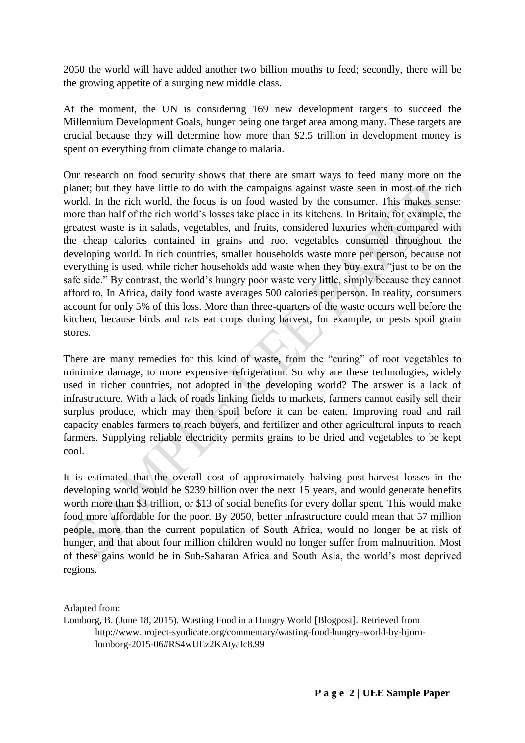2050 the world will have added another two billion mouths to feed; secondly, there will be the growing appetite of a surging new middle class.

At the moment, the UN is considering 169 new development targets to succeed the Millennium Development Goals, hunger being one target area among many. These targets are crucial because they will determine how more than $2.5 trillion in development money is spent on everything from climate change to malaria.

Our research on food security shows that there are smart ways to feed many more on the planet; but they have little to do with the campaigns against waste seen in most of the rich world. In the rich world, the focus is on food wasted by the consumer. This makes sense: more than half of the rich world's losses take place in its kitchens. In Britain, for example, the greatest waste is in salads, vegetables, and fruits, considered luxuries when compared with the cheap calories contained in grains and root vegetables consumed throughout the developing world. In rich countries, smaller households waste more per person, because not everything is used, while richer households add waste when they buy extra "just to be on the safe side." By contrast, the world's hungry poor waste very little, simply because they cannot afford to. In Africa, daily food waste averages 500 calories per person. In reality, consumers account for only 5% of this loss. More than three-quarters of the waste occurs well before the kitchen, because birds and rats eat crops during harvest, for example, or pests spoil grain stores.

There are many remedies for this kind of waste, from the "curing" of root vegetables to minimize damage, to more expensive refrigeration. So why are these technologies, widely used in richer countries, not adopted in the developing world? The answer is a lack of infrastructure. With a lack of roads linking fields to markets, farmers cannot easily sell their surplus produce, which may then spoil before it can be eaten. Improving road and rail capacity enables farmers to reach buyers, and fertilizer and other agricultural inputs to reach farmers. Supplying reliable electricity permits grains to be dried and vegetables to be kept cool.

It is estimated that the overall cost of approximately halving post-harvest losses in the developing world would be $239 billion over the next 15 years, and would generate benefits worth more than $3 trillion, or $13 of social benefits for every dollar spent. This would make food more affordable for the poor. By 2050, better infrastructure could mean that 57 million people, more than the current population of South Africa, would no longer be at risk of hunger, and that about four million children would no longer suffer from malnutrition. Most of these gains would be in Sub-Saharan Africa and South Asia, the world's most deprived regions.

Adapted from:

Lomborg, B. (June 18, 2015). Wasting Food in a Hungry World [Blogpost]. Retrieved from http://www.project-syndicate.org/commentary/wasting-food-hungry-world-by-bjorn-lomborg-2015-06#RS4wUEz2KAtyaIc8.99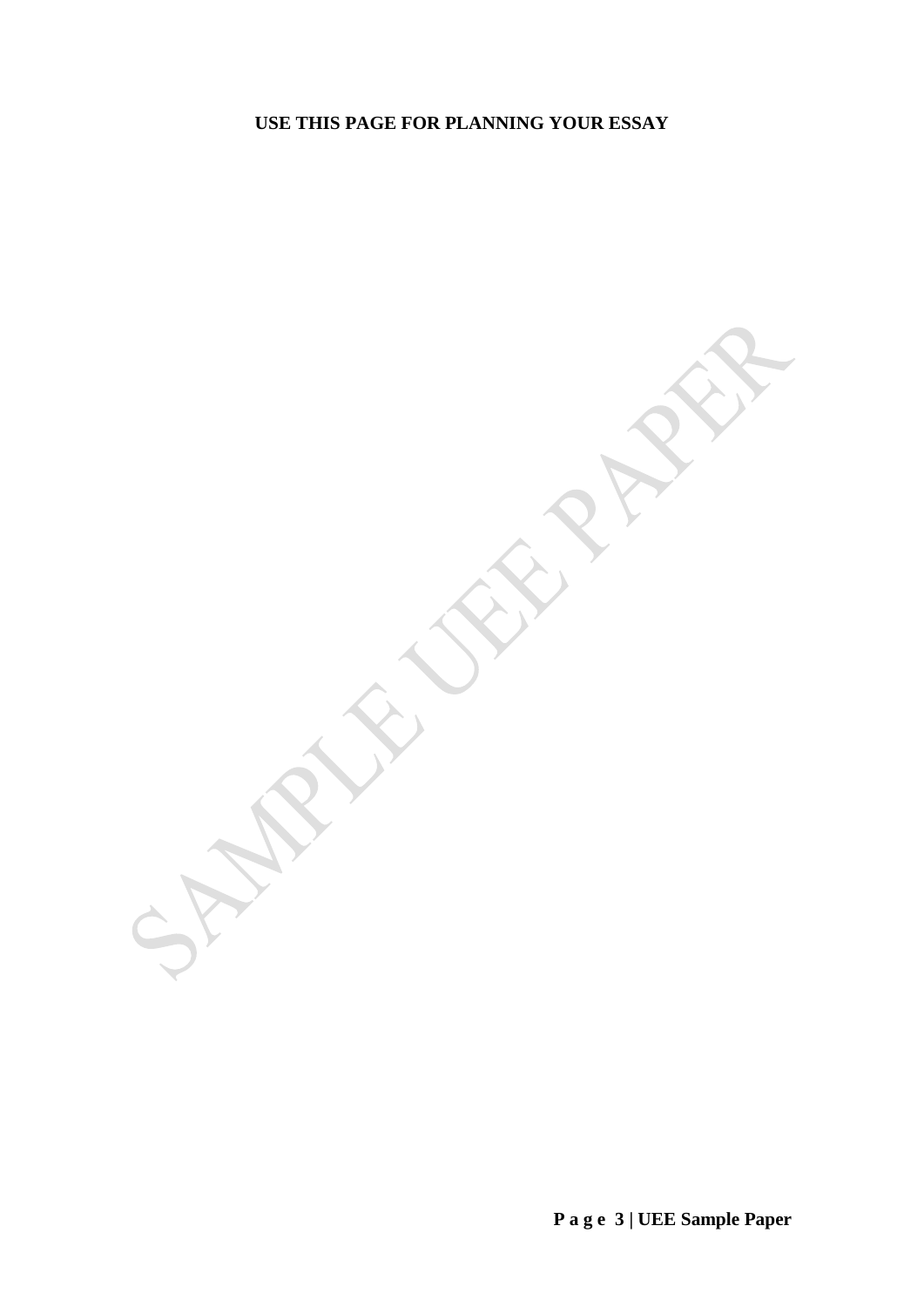**USE THIS PAGE FOR PLANNING YOUR ESSAY**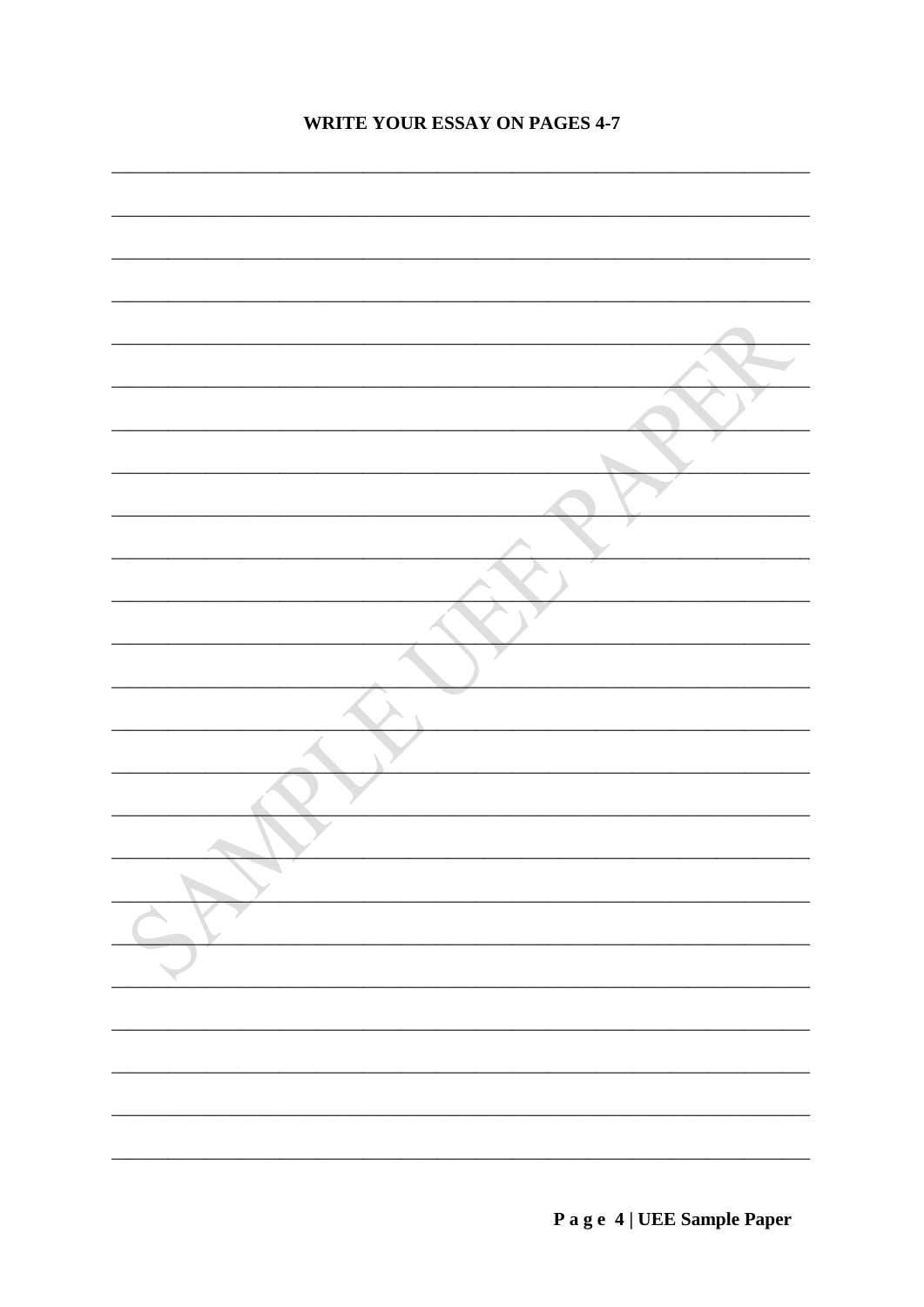**WRITE YOUR ESSAY ON PAGES 4-7**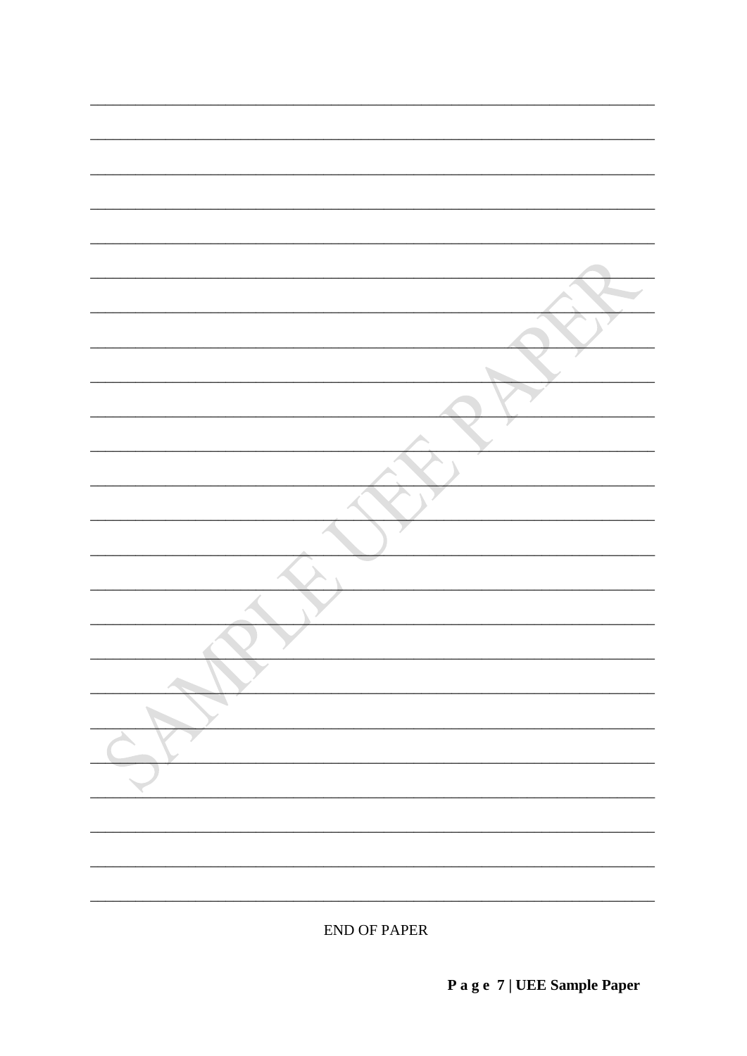END OF PAPER